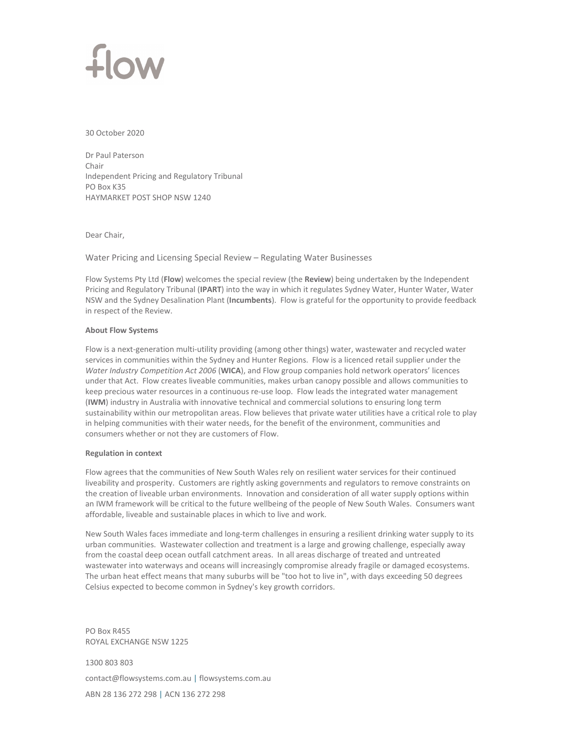flow

30 October 2020

Dr Paul Paterson
Chair
Independent Pricing and Regulatory Tribunal
PO Box K35
HAYMARKET POST SHOP NSW 1240

Dear Chair,

Water Pricing and Licensing Special Review – Regulating Water Businesses

Flow Systems Pty Ltd (**Flow**) welcomes the special review (the **Review**) being undertaken by the Independent Pricing and Regulatory Tribunal (**IPART**) into the way in which it regulates Sydney Water, Hunter Water, Water NSW and the Sydney Desalination Plant (**Incumbents**). Flow is grateful for the opportunity to provide feedback in respect of the Review.

**About Flow Systems**

Flow is a next-generation multi-utility providing (among other things) water, wastewater and recycled water services in communities within the Sydney and Hunter Regions. Flow is a licenced retail supplier under the *Water Industry Competition Act 2006* (**WICA**), and Flow group companies hold network operators' licences under that Act. Flow creates liveable communities, makes urban canopy possible and allows communities to keep precious water resources in a continuous re-use loop. Flow leads the integrated water management (**IWM**) industry in Australia with innovative technical and commercial solutions to ensuring long term sustainability within our metropolitan areas. Flow believes that private water utilities have a critical role to play in helping communities with their water needs, for the benefit of the environment, communities and consumers whether or not they are customers of Flow.

**Regulation in context**

Flow agrees that the communities of New South Wales rely on resilient water services for their continued liveability and prosperity. Customers are rightly asking governments and regulators to remove constraints on the creation of liveable urban environments. Innovation and consideration of all water supply options within an IWM framework will be critical to the future wellbeing of the people of New South Wales. Consumers want affordable, liveable and sustainable places in which to live and work.

New South Wales faces immediate and long-term challenges in ensuring a resilient drinking water supply to its urban communities. Wastewater collection and treatment is a large and growing challenge, especially away from the coastal deep ocean outfall catchment areas. In all areas discharge of treated and untreated wastewater into waterways and oceans will increasingly compromise already fragile or damaged ecosystems. The urban heat effect means that many suburbs will be "too hot to live in", with days exceeding 50 degrees Celsius expected to become common in Sydney's key growth corridors.

PO Box R455
ROYAL EXCHANGE NSW 1225

1300 803 803

contact@flowsystems.com.au | flowsystems.com.au

ABN 28 136 272 298 | ACN 136 272 298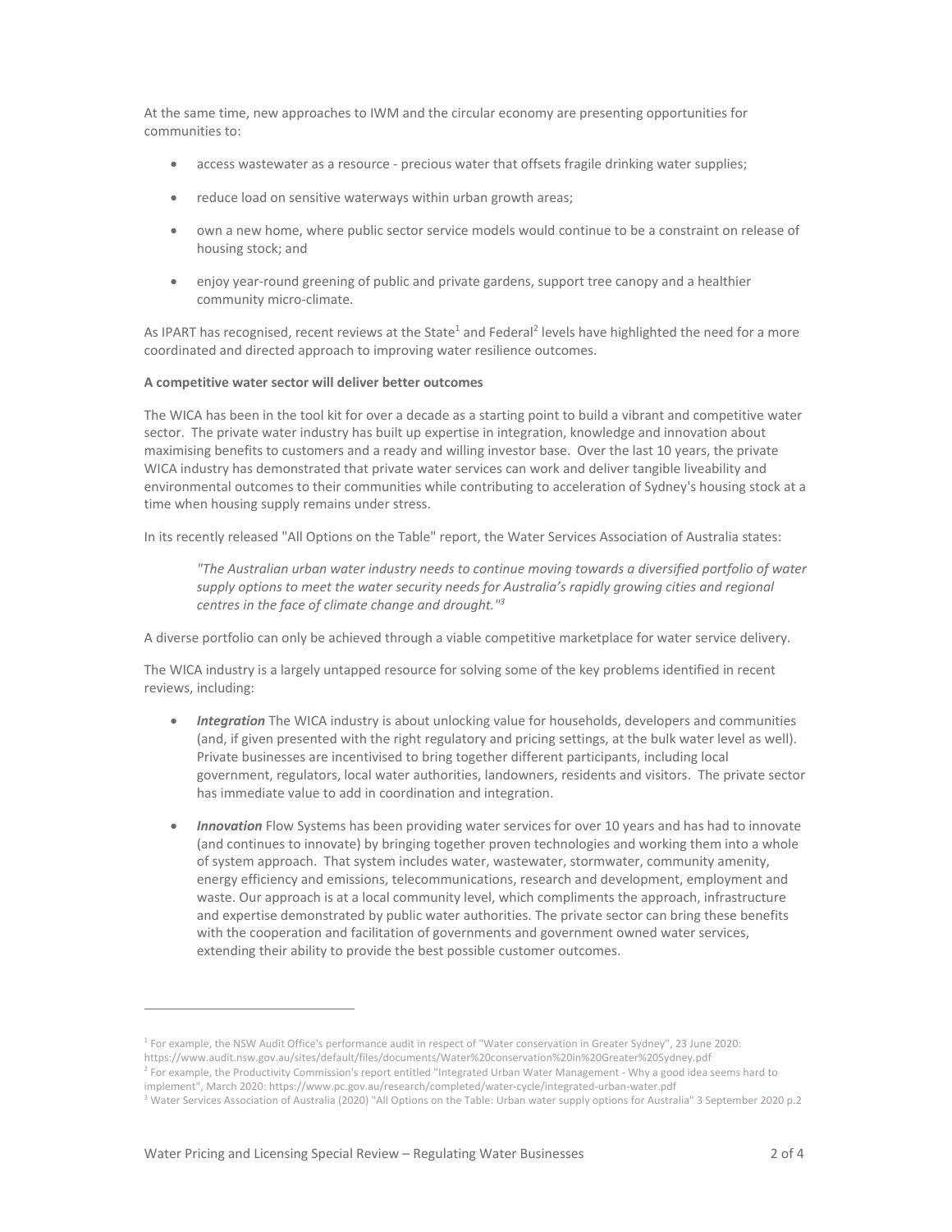At the same time, new approaches to IWM and the circular economy are presenting opportunities for communities to:

- access wastewater as a resource - precious water that offsets fragile drinking water supplies;
- reduce load on sensitive waterways within urban growth areas;
- own a new home, where public sector service models would continue to be a constraint on release of housing stock; and
- enjoy year-round greening of public and private gardens, support tree canopy and a healthier community micro-climate.

As IPART has recognised, recent reviews at the State[1] and Federal[2] levels have highlighted the need for a more coordinated and directed approach to improving water resilience outcomes.

**A competitive water sector will deliver better outcomes**

The WICA has been in the tool kit for over a decade as a starting point to build a vibrant and competitive water sector. The private water industry has built up expertise in integration, knowledge and innovation about maximising benefits to customers and a ready and willing investor base. Over the last 10 years, the private WICA industry has demonstrated that private water services can work and deliver tangible liveability and environmental outcomes to their communities while contributing to acceleration of Sydney's housing stock at a time when housing supply remains under stress.

In its recently released "All Options on the Table" report, the Water Services Association of Australia states:

> *"The Australian urban water industry needs to continue moving towards a diversified portfolio of water supply options to meet the water security needs for Australia's rapidly growing cities and regional centres in the face of climate change and drought."[3]*

A diverse portfolio can only be achieved through a viable competitive marketplace for water service delivery.

The WICA industry is a largely untapped resource for solving some of the key problems identified in recent reviews, including:

- ***Integration*** The WICA industry is about unlocking value for households, developers and communities (and, if given presented with the right regulatory and pricing settings, at the bulk water level as well). Private businesses are incentivised to bring together different participants, including local government, regulators, local water authorities, landowners, residents and visitors. The private sector has immediate value to add in coordination and integration.
- ***Innovation*** Flow Systems has been providing water services for over 10 years and has had to innovate (and continues to innovate) by bringing together proven technologies and working them into a whole of system approach. That system includes water, wastewater, stormwater, community amenity, energy efficiency and emissions, telecommunications, research and development, employment and waste. Our approach is at a local community level, which compliments the approach, infrastructure and expertise demonstrated by public water authorities. The private sector can bring these benefits with the cooperation and facilitation of governments and government owned water services, extending their ability to provide the best possible customer outcomes.

---

[1] For example, the NSW Audit Office's performance audit in respect of "Water conservation in Greater Sydney", 23 June 2020: https://www.audit.nsw.gov.au/sites/default/files/documents/Water%20conservation%20in%20Greater%20Sydney.pdf

[2] For example, the Productivity Commission's report entitled "Integrated Urban Water Management - Why a good idea seems hard to implement", March 2020: https://www.pc.gov.au/research/completed/water-cycle/integrated-urban-water.pdf

[3] Water Services Association of Australia (2020) "All Options on the Table: Urban water supply options for Australia" 3 September 2020 p.2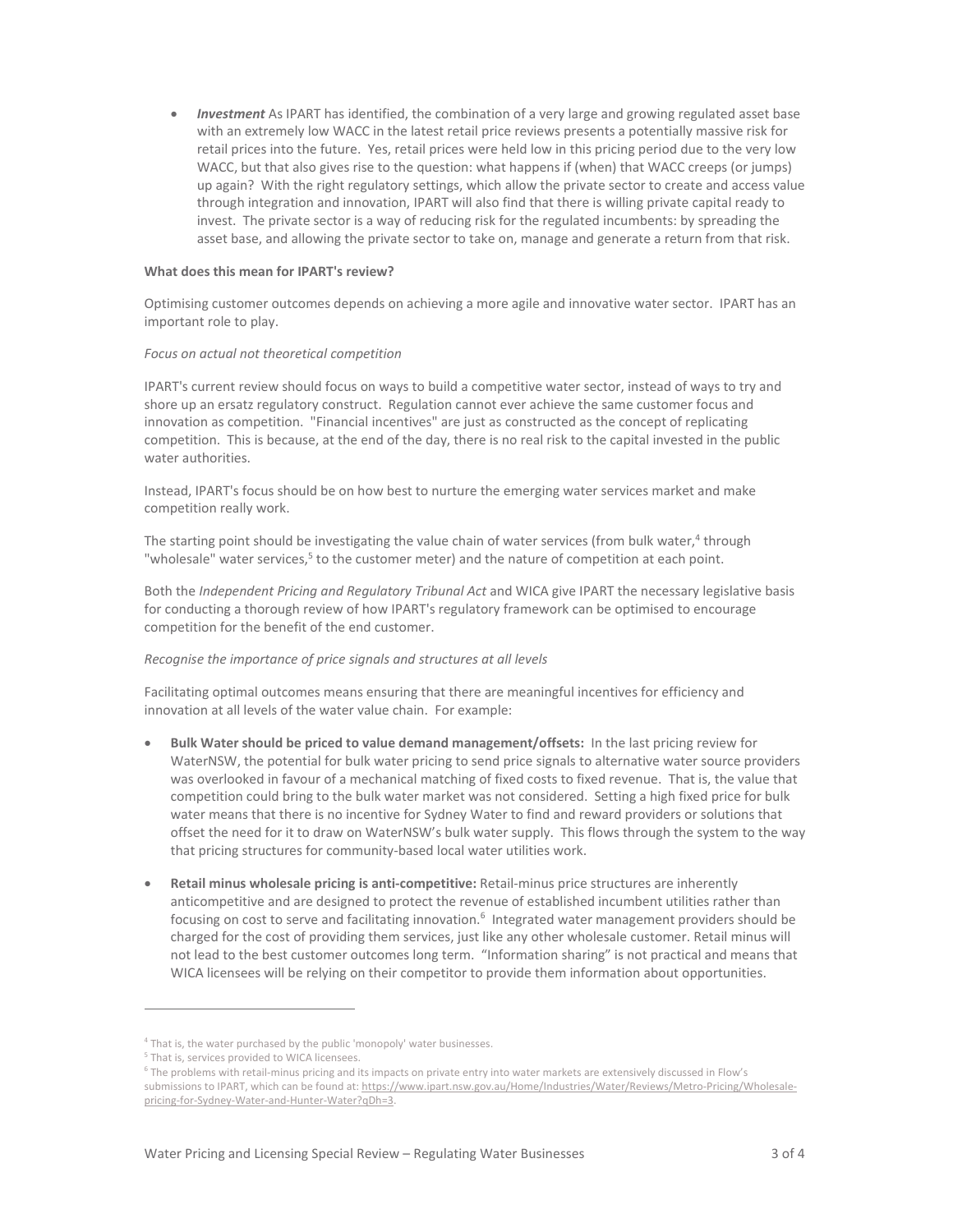- ***Investment*** As IPART has identified, the combination of a very large and growing regulated asset base with an extremely low WACC in the latest retail price reviews presents a potentially massive risk for retail prices into the future. Yes, retail prices were held low in this pricing period due to the very low WACC, but that also gives rise to the question: what happens if (when) that WACC creeps (or jumps) up again? With the right regulatory settings, which allow the private sector to create and access value through integration and innovation, IPART will also find that there is willing private capital ready to invest. The private sector is a way of reducing risk for the regulated incumbents: by spreading the asset base, and allowing the private sector to take on, manage and generate a return from that risk.

**What does this mean for IPART's review?**

Optimising customer outcomes depends on achieving a more agile and innovative water sector. IPART has an important role to play.

*Focus on actual not theoretical competition*

IPART's current review should focus on ways to build a competitive water sector, instead of ways to try and shore up an ersatz regulatory construct. Regulation cannot ever achieve the same customer focus and innovation as competition. "Financial incentives" are just as constructed as the concept of replicating competition. This is because, at the end of the day, there is no real risk to the capital invested in the public water authorities.

Instead, IPART's focus should be on how best to nurture the emerging water services market and make competition really work.

The starting point should be investigating the value chain of water services (from bulk water,[4] through "wholesale" water services,[5] to the customer meter) and the nature of competition at each point.

Both the *Independent Pricing and Regulatory Tribunal Act* and WICA give IPART the necessary legislative basis for conducting a thorough review of how IPART's regulatory framework can be optimised to encourage competition for the benefit of the end customer.

*Recognise the importance of price signals and structures at all levels*

Facilitating optimal outcomes means ensuring that there are meaningful incentives for efficiency and innovation at all levels of the water value chain. For example:

- **Bulk Water should be priced to value demand management/offsets:** In the last pricing review for WaterNSW, the potential for bulk water pricing to send price signals to alternative water source providers was overlooked in favour of a mechanical matching of fixed costs to fixed revenue. That is, the value that competition could bring to the bulk water market was not considered. Setting a high fixed price for bulk water means that there is no incentive for Sydney Water to find and reward providers or solutions that offset the need for it to draw on WaterNSW's bulk water supply. This flows through the system to the way that pricing structures for community-based local water utilities work.
- **Retail minus wholesale pricing is anti-competitive:** Retail-minus price structures are inherently anticompetitive and are designed to protect the revenue of established incumbent utilities rather than focusing on cost to serve and facilitating innovation.[6] Integrated water management providers should be charged for the cost of providing them services, just like any other wholesale customer. Retail minus will not lead to the best customer outcomes long term. "Information sharing" is not practical and means that WICA licensees will be relying on their competitor to provide them information about opportunities.

---

[4] That is, the water purchased by the public 'monopoly' water businesses.

[5] That is, services provided to WICA licensees.

[6] The problems with retail-minus pricing and its impacts on private entry into water markets are extensively discussed in Flow's submissions to IPART, which can be found at: https://www.ipart.nsw.gov.au/Home/Industries/Water/Reviews/Metro-Pricing/Wholesale-pricing-for-Sydney-Water-and-Hunter-Water?qDh=3.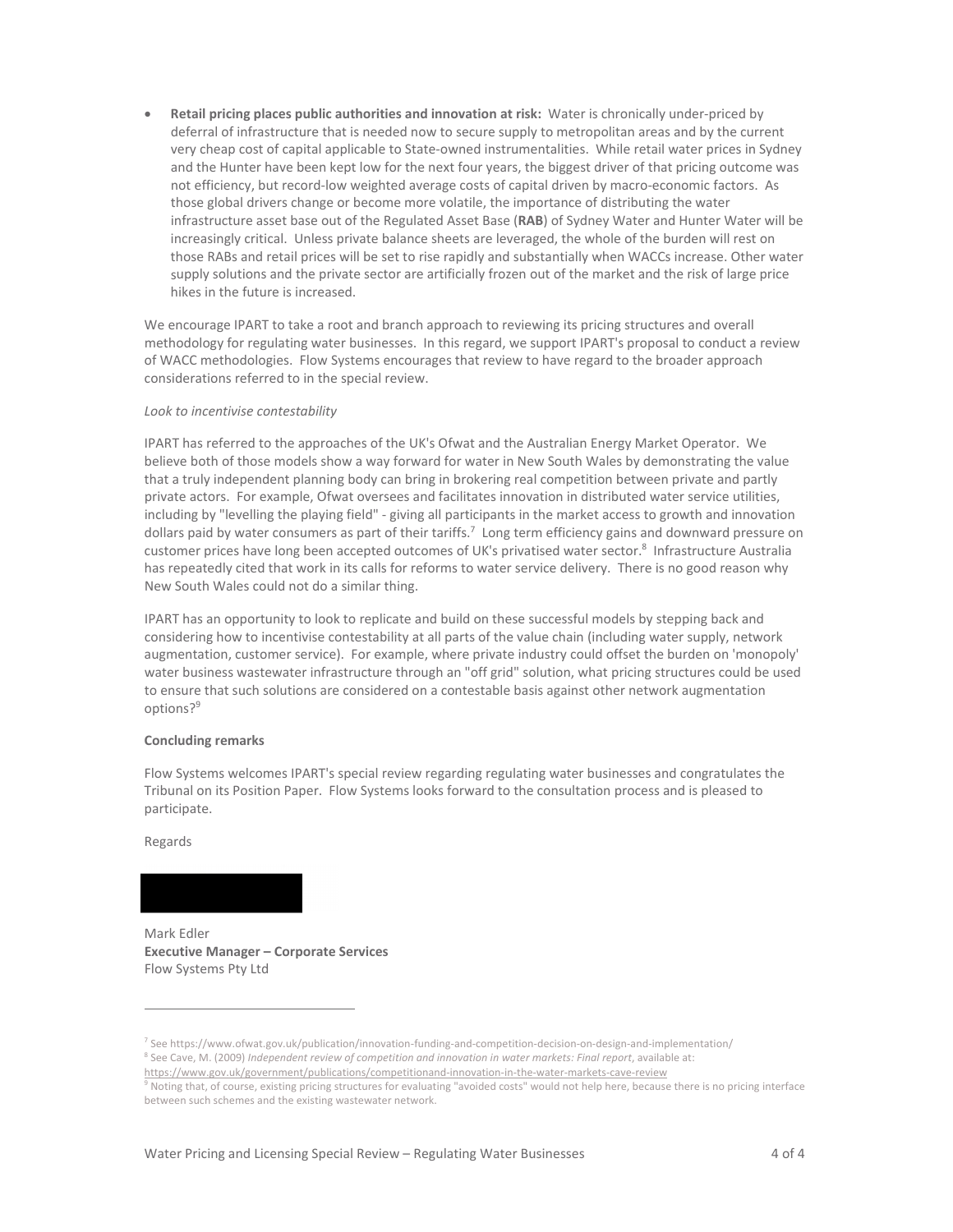- **Retail pricing places public authorities and innovation at risk:** Water is chronically under-priced by deferral of infrastructure that is needed now to secure supply to metropolitan areas and by the current very cheap cost of capital applicable to State-owned instrumentalities. While retail water prices in Sydney and the Hunter have been kept low for the next four years, the biggest driver of that pricing outcome was not efficiency, but record-low weighted average costs of capital driven by macro-economic factors. As those global drivers change or become more volatile, the importance of distributing the water infrastructure asset base out of the Regulated Asset Base (**RAB**) of Sydney Water and Hunter Water will be increasingly critical. Unless private balance sheets are leveraged, the whole of the burden will rest on those RABs and retail prices will be set to rise rapidly and substantially when WACCs increase. Other water supply solutions and the private sector are artificially frozen out of the market and the risk of large price hikes in the future is increased.

We encourage IPART to take a root and branch approach to reviewing its pricing structures and overall methodology for regulating water businesses. In this regard, we support IPART's proposal to conduct a review of WACC methodologies. Flow Systems encourages that review to have regard to the broader approach considerations referred to in the special review.

*Look to incentivise contestability*

IPART has referred to the approaches of the UK's Ofwat and the Australian Energy Market Operator. We believe both of those models show a way forward for water in New South Wales by demonstrating the value that a truly independent planning body can bring in brokering real competition between private and partly private actors. For example, Ofwat oversees and facilitates innovation in distributed water service utilities, including by "levelling the playing field" - giving all participants in the market access to growth and innovation dollars paid by water consumers as part of their tariffs.[7] Long term efficiency gains and downward pressure on customer prices have long been accepted outcomes of UK's privatised water sector.[8] Infrastructure Australia has repeatedly cited that work in its calls for reforms to water service delivery. There is no good reason why New South Wales could not do a similar thing.

IPART has an opportunity to look to replicate and build on these successful models by stepping back and considering how to incentivise contestability at all parts of the value chain (including water supply, network augmentation, customer service). For example, where private industry could offset the burden on 'monopoly' water business wastewater infrastructure through an "off grid" solution, what pricing structures could be used to ensure that such solutions are considered on a contestable basis against other network augmentation options?[9]

**Concluding remarks**

Flow Systems welcomes IPART's special review regarding regulating water businesses and congratulates the Tribunal on its Position Paper. Flow Systems looks forward to the consultation process and is pleased to participate.

Regards

Mark Edler
**Executive Manager – Corporate Services**
Flow Systems Pty Ltd

---

[7] See https://www.ofwat.gov.uk/publication/innovation-funding-and-competition-decision-on-design-and-implementation/

[8] See Cave, M. (2009) *Independent review of competition and innovation in water markets: Final report*, available at: https://www.gov.uk/government/publications/competitionand-innovation-in-the-water-markets-cave-review

[9] Noting that, of course, existing pricing structures for evaluating "avoided costs" would not help here, because there is no pricing interface between such schemes and the existing wastewater network.